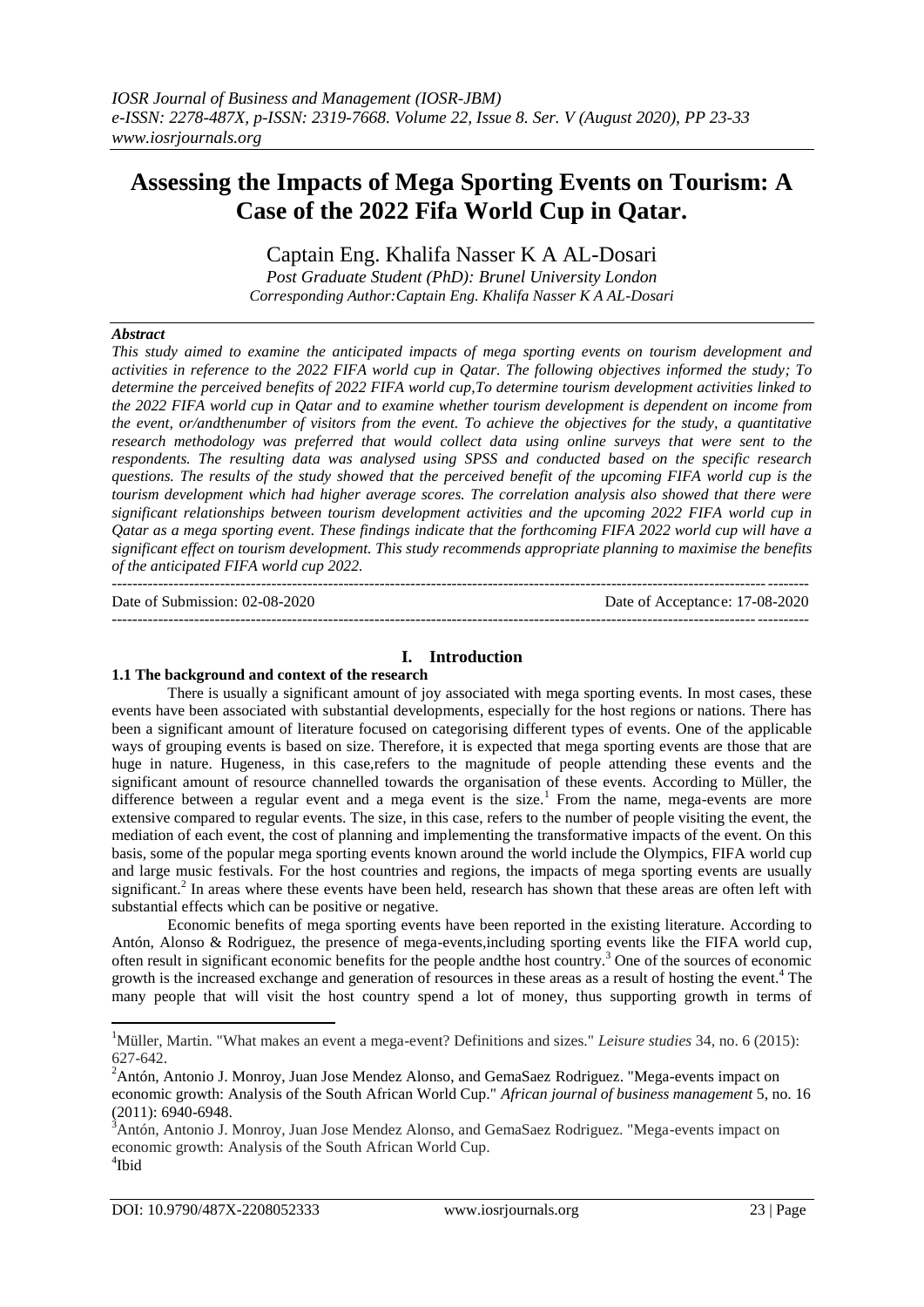# Assessing the Impacts of Mega Sporting Events on Tourism: A Case of the 2022 Fifa World Cup in Qatar.

Captain Eng. Khalifa Nasser K A AL-Dosari

*Post Graduate Student (PhD): Brunel University London*
*Corresponding Author:Captain Eng. Khalifa Nasser K A AL-Dosari*

***Abstract***

*This study aimed to examine the anticipated impacts of mega sporting events on tourism development and activities in reference to the 2022 FIFA world cup in Qatar. The following objectives informed the study; To determine the perceived benefits of 2022 FIFA world cup,To determine tourism development activities linked to the 2022 FIFA world cup in Qatar and to examine whether tourism development is dependent on income from the event, or/andthenumber of visitors from the event. To achieve the objectives for the study, a quantitative research methodology was preferred that would collect data using online surveys that were sent to the respondents. The resulting data was analysed using SPSS and conducted based on the specific research questions. The results of the study showed that the perceived benefit of the upcoming FIFA world cup is the tourism development which had higher average scores. The correlation analysis also showed that there were significant relationships between tourism development activities and the upcoming 2022 FIFA world cup in Qatar as a mega sporting event. These findings indicate that the forthcoming FIFA 2022 world cup will have a significant effect on tourism development. This study recommends appropriate planning to maximise the benefits of the anticipated FIFA world cup 2022.*

---

Date of Submission: 02-08-2020 Date of Acceptance: 17-08-2020

---

## I. Introduction

### 1.1 The background and context of the research

There is usually a significant amount of joy associated with mega sporting events. In most cases, these events have been associated with substantial developments, especially for the host regions or nations. There has been a significant amount of literature focused on categorising different types of events. One of the applicable ways of grouping events is based on size. Therefore, it is expected that mega sporting events are those that are huge in nature. Hugeness, in this case,refers to the magnitude of people attending these events and the significant amount of resource channelled towards the organisation of these events. According to Müller, the difference between a regular event and a mega event is the size.[1] From the name, mega-events are more extensive compared to regular events. The size, in this case, refers to the number of people visiting the event, the mediation of each event, the cost of planning and implementing the transformative impacts of the event. On this basis, some of the popular mega sporting events known around the world include the Olympics, FIFA world cup and large music festivals. For the host countries and regions, the impacts of mega sporting events are usually significant.[2] In areas where these events have been held, research has shown that these areas are often left with substantial effects which can be positive or negative.

Economic benefits of mega sporting events have been reported in the existing literature. According to Antón, Alonso & Rodriguez, the presence of mega-events,including sporting events like the FIFA world cup, often result in significant economic benefits for the people andthe host country.[3] One of the sources of economic growth is the increased exchange and generation of resources in these areas as a result of hosting the event.[4] The many people that will visit the host country spend a lot of money, thus supporting growth in terms of

---

[1]Müller, Martin. "What makes an event a mega-event? Definitions and sizes." *Leisure studies* 34, no. 6 (2015): 627-642.

[2]Antón, Antonio J. Monroy, Juan Jose Mendez Alonso, and GemaSaez Rodriguez. "Mega-events impact on economic growth: Analysis of the South African World Cup." *African journal of business management* 5, no. 16 (2011): 6940-6948.

[3]Antón, Antonio J. Monroy, Juan Jose Mendez Alonso, and GemaSaez Rodriguez. "Mega-events impact on economic growth: Analysis of the South African World Cup.

[4]Ibid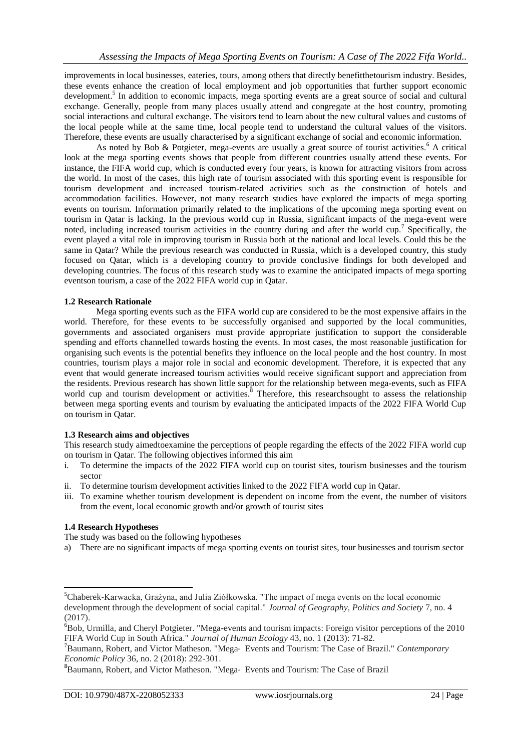improvements in local businesses, eateries, tours, among others that directly benefitthetourism industry. Besides, these events enhance the creation of local employment and job opportunities that further support economic development.[5] In addition to economic impacts, mega sporting events are a great source of social and cultural exchange. Generally, people from many places usually attend and congregate at the host country, promoting social interactions and cultural exchange. The visitors tend to learn about the new cultural values and customs of the local people while at the same time, local people tend to understand the cultural values of the visitors. Therefore, these events are usually characterised by a significant exchange of social and economic information.

As noted by Bob & Potgieter, mega-events are usually a great source of tourist activities.[6] A critical look at the mega sporting events shows that people from different countries usually attend these events. For instance, the FIFA world cup, which is conducted every four years, is known for attracting visitors from across the world. In most of the cases, this high rate of tourism associated with this sporting event is responsible for tourism development and increased tourism-related activities such as the construction of hotels and accommodation facilities. However, not many research studies have explored the impacts of mega sporting events on tourism. Information primarily related to the implications of the upcoming mega sporting event on tourism in Qatar is lacking. In the previous world cup in Russia, significant impacts of the mega-event were noted, including increased tourism activities in the country during and after the world cup.[7] Specifically, the event played a vital role in improving tourism in Russia both at the national and local levels. Could this be the same in Qatar? While the previous research was conducted in Russia, which is a developed country, this study focused on Qatar, which is a developing country to provide conclusive findings for both developed and developing countries. The focus of this research study was to examine the anticipated impacts of mega sporting eventson tourism, a case of the 2022 FIFA world cup in Qatar.

### 1.2 Research Rationale

Mega sporting events such as the FIFA world cup are considered to be the most expensive affairs in the world. Therefore, for these events to be successfully organised and supported by the local communities, governments and associated organisers must provide appropriate justification to support the considerable spending and efforts channelled towards hosting the events. In most cases, the most reasonable justification for organising such events is the potential benefits they influence on the local people and the host country. In most countries, tourism plays a major role in social and economic development. Therefore, it is expected that any event that would generate increased tourism activities would receive significant support and appreciation from the residents. Previous research has shown little support for the relationship between mega-events, such as FIFA world cup and tourism development or activities.[8] Therefore, this researchsought to assess the relationship between mega sporting events and tourism by evaluating the anticipated impacts of the 2022 FIFA World Cup on tourism in Qatar.

### 1.3 Research aims and objectives

This research study aimedtoexamine the perceptions of people regarding the effects of the 2022 FIFA world cup on tourism in Qatar. The following objectives informed this aim

i. To determine the impacts of the 2022 FIFA world cup on tourist sites, tourism businesses and the tourism sector
ii. To determine tourism development activities linked to the 2022 FIFA world cup in Qatar.
iii. To examine whether tourism development is dependent on income from the event, the number of visitors from the event, local economic growth and/or growth of tourist sites

### 1.4 Research Hypotheses

The study was based on the following hypotheses

a) There are no significant impacts of mega sporting events on tourist sites, tour businesses and tourism sector

---

[5] Chaberek-Karwacka, Grażyna, and Julia Ziółkowska. "The impact of mega events on the local economic development through the development of social capital." *Journal of Geography, Politics and Society* 7, no. 4 (2017).

[6] Bob, Urmilla, and Cheryl Potgieter. "Mega-events and tourism impacts: Foreign visitor perceptions of the 2010 FIFA World Cup in South Africa." *Journal of Human Ecology* 43, no. 1 (2013): 71-82.

[7] Baumann, Robert, and Victor Matheson. "Mega- Events and Tourism: The Case of Brazil." *Contemporary Economic Policy* 36, no. 2 (2018): 292-301.

[8] Baumann, Robert, and Victor Matheson. "Mega- Events and Tourism: The Case of Brazil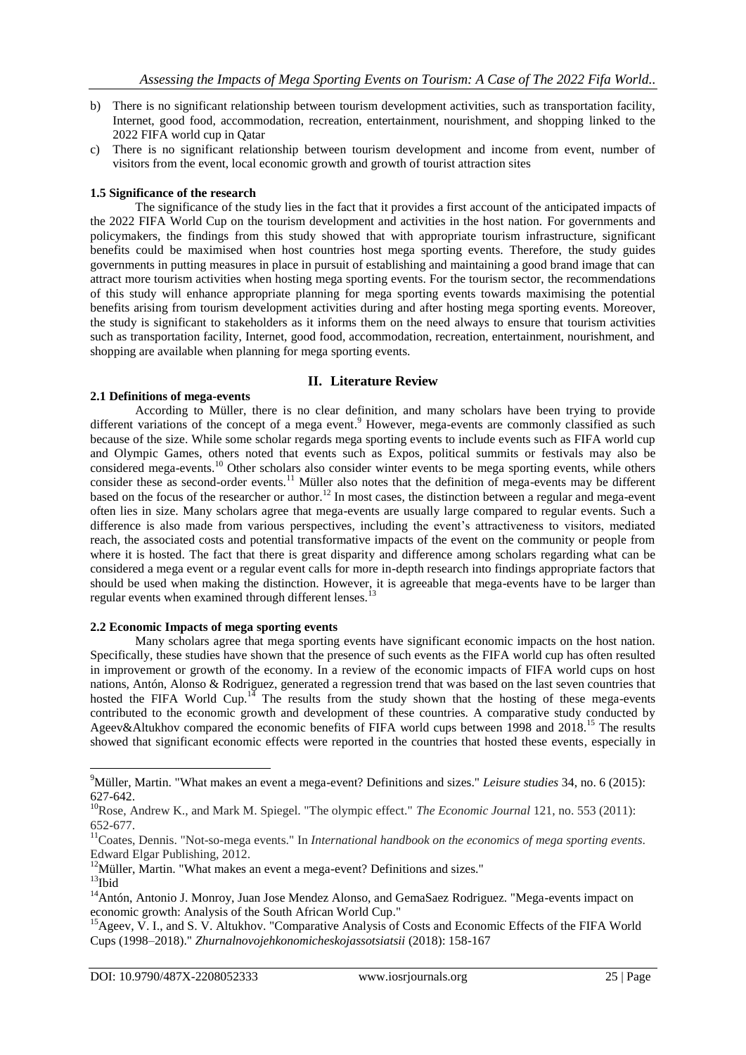b) There is no significant relationship between tourism development activities, such as transportation facility, Internet, good food, accommodation, recreation, entertainment, nourishment, and shopping linked to the 2022 FIFA world cup in Qatar

c) There is no significant relationship between tourism development and income from event, number of visitors from the event, local economic growth and growth of tourist attraction sites

**1.5 Significance of the research**

The significance of the study lies in the fact that it provides a first account of the anticipated impacts of the 2022 FIFA World Cup on the tourism development and activities in the host nation. For governments and policymakers, the findings from this study showed that with appropriate tourism infrastructure, significant benefits could be maximised when host countries host mega sporting events. Therefore, the study guides governments in putting measures in place in pursuit of establishing and maintaining a good brand image that can attract more tourism activities when hosting mega sporting events. For the tourism sector, the recommendations of this study will enhance appropriate planning for mega sporting events towards maximising the potential benefits arising from tourism development activities during and after hosting mega sporting events. Moreover, the study is significant to stakeholders as it informs them on the need always to ensure that tourism activities such as transportation facility, Internet, good food, accommodation, recreation, entertainment, nourishment, and shopping are available when planning for mega sporting events.

## II. Literature Review

**2.1 Definitions of mega-events**

According to Müller, there is no clear definition, and many scholars have been trying to provide different variations of the concept of a mega event.[9] However, mega-events are commonly classified as such because of the size. While some scholar regards mega sporting events to include events such as FIFA world cup and Olympic Games, others noted that events such as Expos, political summits or festivals may also be considered mega-events.[10] Other scholars also consider winter events to be mega sporting events, while others consider these as second-order events.[11] Müller also notes that the definition of mega-events may be different based on the focus of the researcher or author.[12] In most cases, the distinction between a regular and mega-event often lies in size. Many scholars agree that mega-events are usually large compared to regular events. Such a difference is also made from various perspectives, including the event's attractiveness to visitors, mediated reach, the associated costs and potential transformative impacts of the event on the community or people from where it is hosted. The fact that there is great disparity and difference among scholars regarding what can be considered a mega event or a regular event calls for more in-depth research into findings appropriate factors that should be used when making the distinction. However, it is agreeable that mega-events have to be larger than regular events when examined through different lenses.[13]

**2.2 Economic Impacts of mega sporting events**

Many scholars agree that mega sporting events have significant economic impacts on the host nation. Specifically, these studies have shown that the presence of such events as the FIFA world cup has often resulted in improvement or growth of the economy. In a review of the economic impacts of FIFA world cups on host nations, Antón, Alonso & Rodriguez, generated a regression trend that was based on the last seven countries that hosted the FIFA World Cup.[14] The results from the study shown that the hosting of these mega-events contributed to the economic growth and development of these countries. A comparative study conducted by Ageev&Altukhov compared the economic benefits of FIFA world cups between 1998 and 2018.[15] The results showed that significant economic effects were reported in the countries that hosted these events, especially in

---

[9]Müller, Martin. "What makes an event a mega-event? Definitions and sizes." *Leisure studies* 34, no. 6 (2015): 627-642.

[10]Rose, Andrew K., and Mark M. Spiegel. "The olympic effect." *The Economic Journal* 121, no. 553 (2011): 652-677.

[11]Coates, Dennis. "Not-so-mega events." In *International handbook on the economics of mega sporting events*. Edward Elgar Publishing, 2012.

[12]Müller, Martin. "What makes an event a mega-event? Definitions and sizes."

[13]Ibid

[14]Antón, Antonio J. Monroy, Juan Jose Mendez Alonso, and GemaSaez Rodriguez. "Mega-events impact on economic growth: Analysis of the South African World Cup."

[15]Ageev, V. I., and S. V. Altukhov. "Comparative Analysis of Costs and Economic Effects of the FIFA World Cups (1998–2018)." *Zhurnalnovojehkonomicheskojassotsiatsii* (2018): 158-167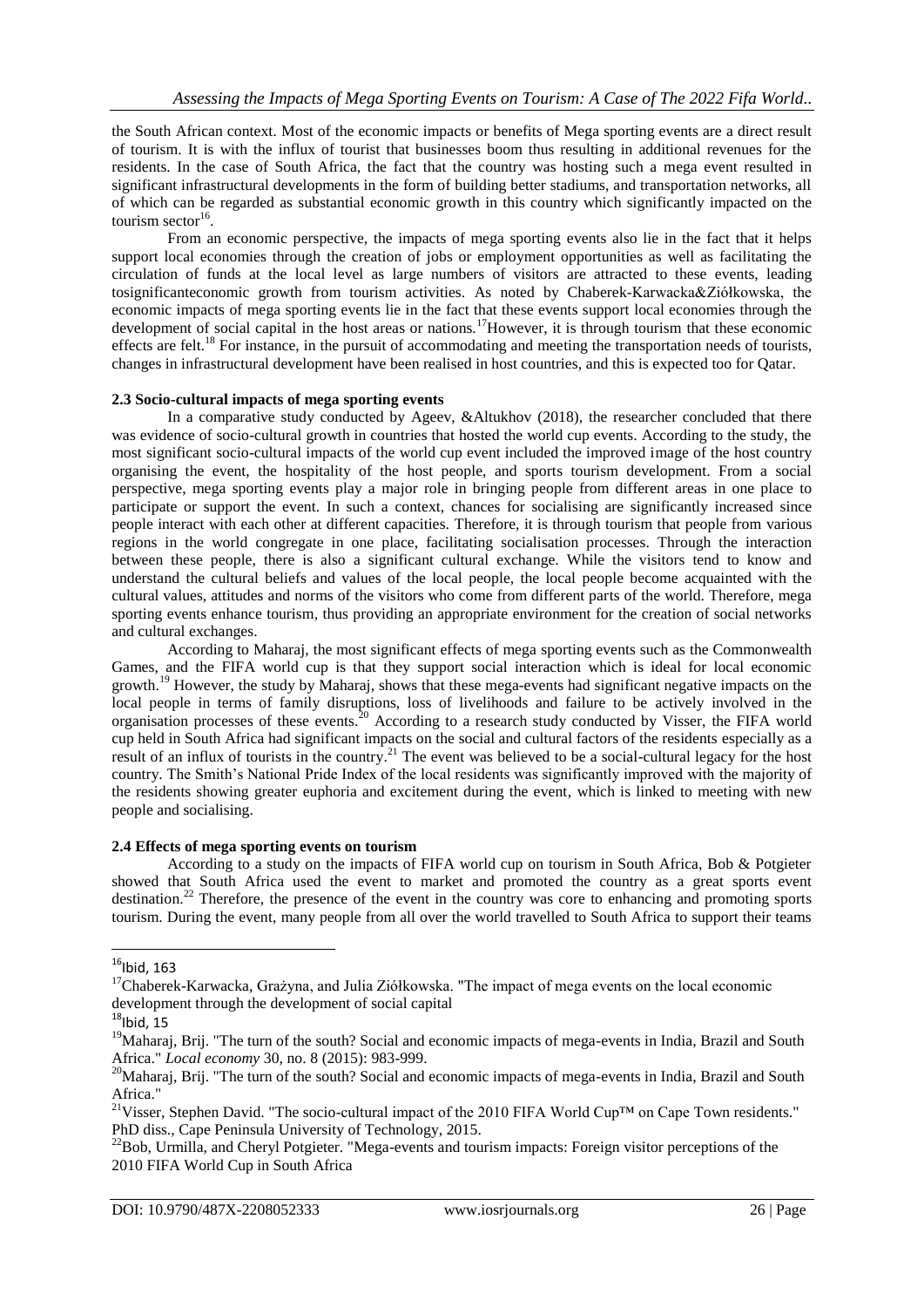the South African context. Most of the economic impacts or benefits of Mega sporting events are a direct result of tourism. It is with the influx of tourist that businesses boom thus resulting in additional revenues for the residents. In the case of South Africa, the fact that the country was hosting such a mega event resulted in significant infrastructural developments in the form of building better stadiums, and transportation networks, all of which can be regarded as substantial economic growth in this country which significantly impacted on the tourism sector[16].

From an economic perspective, the impacts of mega sporting events also lie in the fact that it helps support local economies through the creation of jobs or employment opportunities as well as facilitating the circulation of funds at the local level as large numbers of visitors are attracted to these events, leading tosignificanteconomic growth from tourism activities. As noted by Chaberek-Karwacka&Ziółkowska, the economic impacts of mega sporting events lie in the fact that these events support local economies through the development of social capital in the host areas or nations.[17]However, it is through tourism that these economic effects are felt.[18] For instance, in the pursuit of accommodating and meeting the transportation needs of tourists, changes in infrastructural development have been realised in host countries, and this is expected too for Qatar.

### 2.3 Socio-cultural impacts of mega sporting events

In a comparative study conducted by Ageev, &Altukhov (2018), the researcher concluded that there was evidence of socio-cultural growth in countries that hosted the world cup events. According to the study, the most significant socio-cultural impacts of the world cup event included the improved image of the host country organising the event, the hospitality of the host people, and sports tourism development. From a social perspective, mega sporting events play a major role in bringing people from different areas in one place to participate or support the event. In such a context, chances for socialising are significantly increased since people interact with each other at different capacities. Therefore, it is through tourism that people from various regions in the world congregate in one place, facilitating socialisation processes. Through the interaction between these people, there is also a significant cultural exchange. While the visitors tend to know and understand the cultural beliefs and values of the local people, the local people become acquainted with the cultural values, attitudes and norms of the visitors who come from different parts of the world. Therefore, mega sporting events enhance tourism, thus providing an appropriate environment for the creation of social networks and cultural exchanges.

According to Maharaj, the most significant effects of mega sporting events such as the Commonwealth Games, and the FIFA world cup is that they support social interaction which is ideal for local economic growth.[19] However, the study by Maharaj, shows that these mega-events had significant negative impacts on the local people in terms of family disruptions, loss of livelihoods and failure to be actively involved in the organisation processes of these events.[20] According to a research study conducted by Visser, the FIFA world cup held in South Africa had significant impacts on the social and cultural factors of the residents especially as a result of an influx of tourists in the country.[21] The event was believed to be a social-cultural legacy for the host country. The Smith's National Pride Index of the local residents was significantly improved with the majority of the residents showing greater euphoria and excitement during the event, which is linked to meeting with new people and socialising.

### 2.4 Effects of mega sporting events on tourism

According to a study on the impacts of FIFA world cup on tourism in South Africa, Bob & Potgieter showed that South Africa used the event to market and promoted the country as a great sports event destination.[22] Therefore, the presence of the event in the country was core to enhancing and promoting sports tourism. During the event, many people from all over the world travelled to South Africa to support their teams

---

[16]Ibid, 163

[17]Chaberek-Karwacka, Grażyna, and Julia Ziółkowska. "The impact of mega events on the local economic development through the development of social capital

[18]Ibid, 15

[19]Maharaj, Brij. "The turn of the south? Social and economic impacts of mega-events in India, Brazil and South Africa." *Local economy* 30, no. 8 (2015): 983-999.

[20]Maharaj, Brij. "The turn of the south? Social and economic impacts of mega-events in India, Brazil and South Africa."

[21]Visser, Stephen David. "The socio-cultural impact of the 2010 FIFA World Cup™ on Cape Town residents." PhD diss., Cape Peninsula University of Technology, 2015.

[22]Bob, Urmilla, and Cheryl Potgieter. "Mega-events and tourism impacts: Foreign visitor perceptions of the 2010 FIFA World Cup in South Africa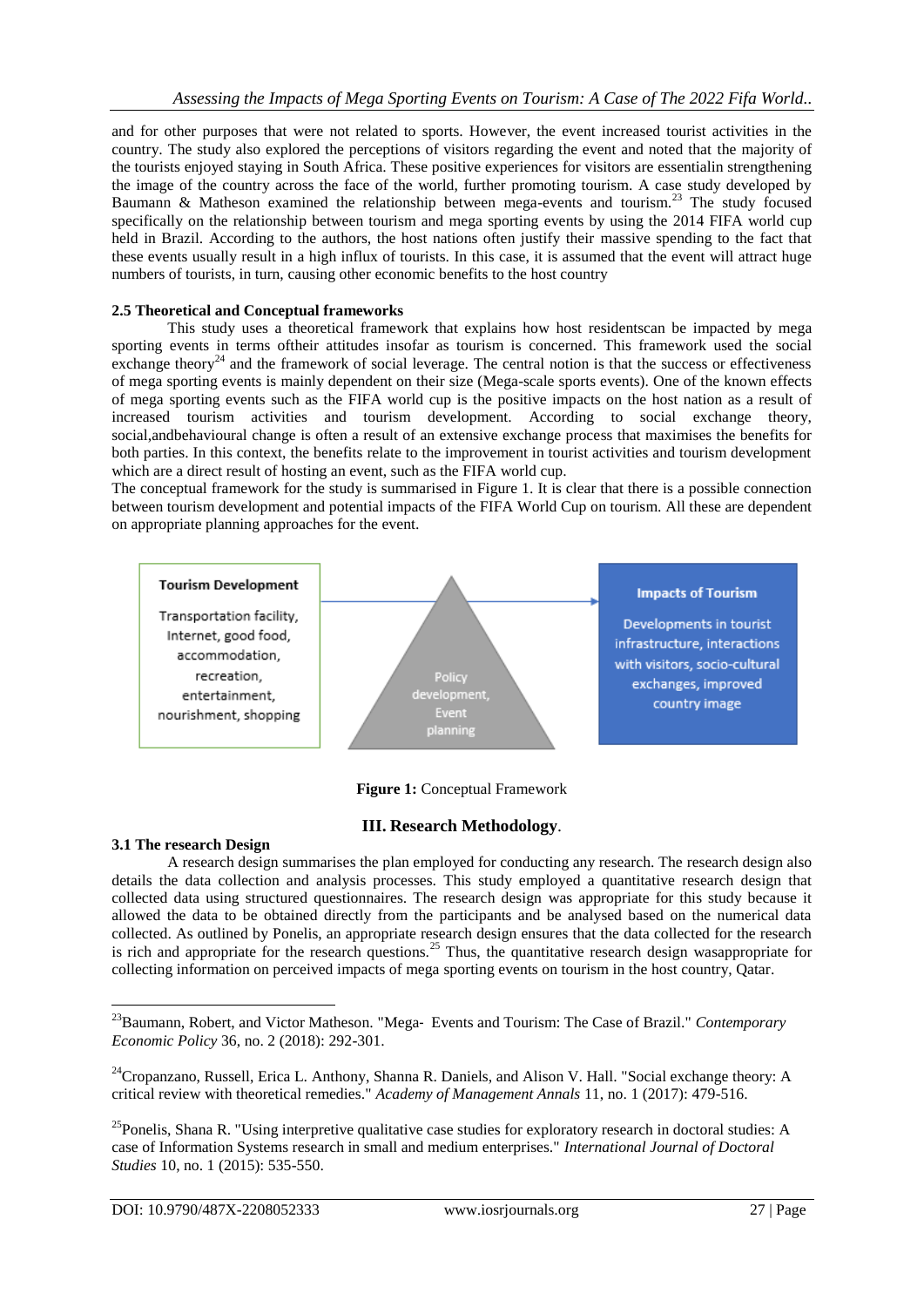and for other purposes that were not related to sports. However, the event increased tourist activities in the country. The study also explored the perceptions of visitors regarding the event and noted that the majority of the tourists enjoyed staying in South Africa. These positive experiences for visitors are essentialin strengthening the image of the country across the face of the world, further promoting tourism. A case study developed by Baumann & Matheson examined the relationship between mega-events and tourism.[23] The study focused specifically on the relationship between tourism and mega sporting events by using the 2014 FIFA world cup held in Brazil. According to the authors, the host nations often justify their massive spending to the fact that these events usually result in a high influx of tourists. In this case, it is assumed that the event will attract huge numbers of tourists, in turn, causing other economic benefits to the host country

### 2.5 Theoretical and Conceptual frameworks

This study uses a theoretical framework that explains how host residentscan be impacted by mega sporting events in terms oftheir attitudes insofar as tourism is concerned. This framework used the social exchange theory[24] and the framework of social leverage. The central notion is that the success or effectiveness of mega sporting events is mainly dependent on their size (Mega-scale sports events). One of the known effects of mega sporting events such as the FIFA world cup is the positive impacts on the host nation as a result of increased tourism activities and tourism development. According to social exchange theory, social,andbehavioural change is often a result of an extensive exchange process that maximises the benefits for both parties. In this context, the benefits relate to the improvement in tourist activities and tourism development which are a direct result of hosting an event, such as the FIFA world cup.

The conceptual framework for the study is summarised in Figure 1. It is clear that there is a possible connection between tourism development and potential impacts of the FIFA World Cup on tourism. All these are dependent on appropriate planning approaches for the event.

**Tourism Development**

Transportation facility, Internet, good food, accommodation, recreation, entertainment, nourishment, shopping

Policy development, Event planning

**Impacts of Tourism**

Developments in tourist infrastructure, interactions with visitors, socio-cultural exchanges, improved country image

**Figure 1:** Conceptual Framework

## III. Research Methodology.

### 3.1 The research Design

A research design summarises the plan employed for conducting any research. The research design also details the data collection and analysis processes. This study employed a quantitative research design that collected data using structured questionnaires. The research design was appropriate for this study because it allowed the data to be obtained directly from the participants and be analysed based on the numerical data collected. As outlined by Ponelis, an appropriate research design ensures that the data collected for the research is rich and appropriate for the research questions.[25] Thus, the quantitative research design wasappropriate for collecting information on perceived impacts of mega sporting events on tourism in the host country, Qatar.

---

[23]Baumann, Robert, and Victor Matheson. "Mega- Events and Tourism: The Case of Brazil." *Contemporary Economic Policy* 36, no. 2 (2018): 292-301.

[24]Cropanzano, Russell, Erica L. Anthony, Shanna R. Daniels, and Alison V. Hall. "Social exchange theory: A critical review with theoretical remedies." *Academy of Management Annals* 11, no. 1 (2017): 479-516.

[25]Ponelis, Shana R. "Using interpretive qualitative case studies for exploratory research in doctoral studies: A case of Information Systems research in small and medium enterprises." *International Journal of Doctoral Studies* 10, no. 1 (2015): 535-550.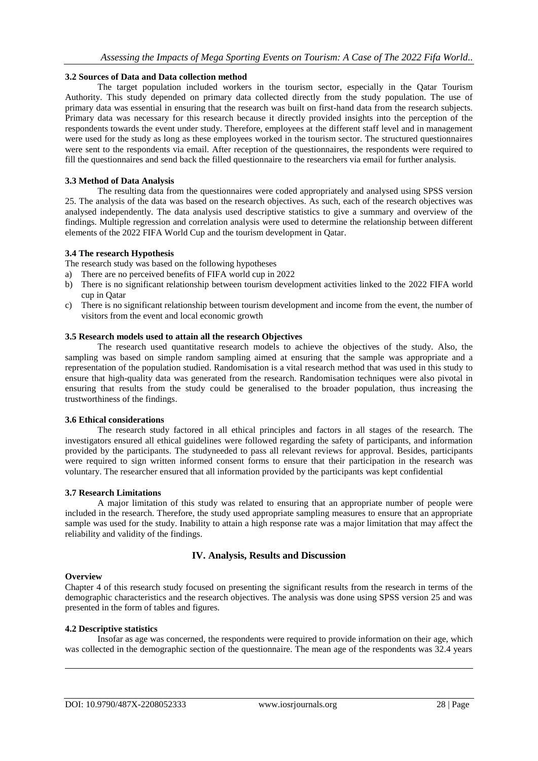### 3.2 Sources of Data and Data collection method

The target population included workers in the tourism sector, especially in the Qatar Tourism Authority. This study depended on primary data collected directly from the study population. The use of primary data was essential in ensuring that the research was built on first-hand data from the research subjects. Primary data was necessary for this research because it directly provided insights into the perception of the respondents towards the event under study. Therefore, employees at the different staff level and in management were used for the study as long as these employees worked in the tourism sector. The structured questionnaires were sent to the respondents via email. After reception of the questionnaires, the respondents were required to fill the questionnaires and send back the filled questionnaire to the researchers via email for further analysis.

### 3.3 Method of Data Analysis

The resulting data from the questionnaires were coded appropriately and analysed using SPSS version 25. The analysis of the data was based on the research objectives. As such, each of the research objectives was analysed independently. The data analysis used descriptive statistics to give a summary and overview of the findings. Multiple regression and correlation analysis were used to determine the relationship between different elements of the 2022 FIFA World Cup and the tourism development in Qatar.

### 3.4 The research Hypothesis

The research study was based on the following hypotheses

a) There are no perceived benefits of FIFA world cup in 2022
b) There is no significant relationship between tourism development activities linked to the 2022 FIFA world cup in Qatar
c) There is no significant relationship between tourism development and income from the event, the number of visitors from the event and local economic growth

### 3.5 Research models used to attain all the research Objectives

The research used quantitative research models to achieve the objectives of the study. Also, the sampling was based on simple random sampling aimed at ensuring that the sample was appropriate and a representation of the population studied. Randomisation is a vital research method that was used in this study to ensure that high-quality data was generated from the research. Randomisation techniques were also pivotal in ensuring that results from the study could be generalised to the broader population, thus increasing the trustworthiness of the findings.

### 3.6 Ethical considerations

The research study factored in all ethical principles and factors in all stages of the research. The investigators ensured all ethical guidelines were followed regarding the safety of participants, and information provided by the participants. The studyneeded to pass all relevant reviews for approval. Besides, participants were required to sign written informed consent forms to ensure that their participation in the research was voluntary. The researcher ensured that all information provided by the participants was kept confidential

### 3.7 Research Limitations

A major limitation of this study was related to ensuring that an appropriate number of people were included in the research. Therefore, the study used appropriate sampling measures to ensure that an appropriate sample was used for the study. Inability to attain a high response rate was a major limitation that may affect the reliability and validity of the findings.

## IV. Analysis, Results and Discussion

### Overview

Chapter 4 of this research study focused on presenting the significant results from the research in terms of the demographic characteristics and the research objectives. The analysis was done using SPSS version 25 and was presented in the form of tables and figures.

### 4.2 Descriptive statistics

Insofar as age was concerned, the respondents were required to provide information on their age, which was collected in the demographic section of the questionnaire. The mean age of the respondents was 32.4 years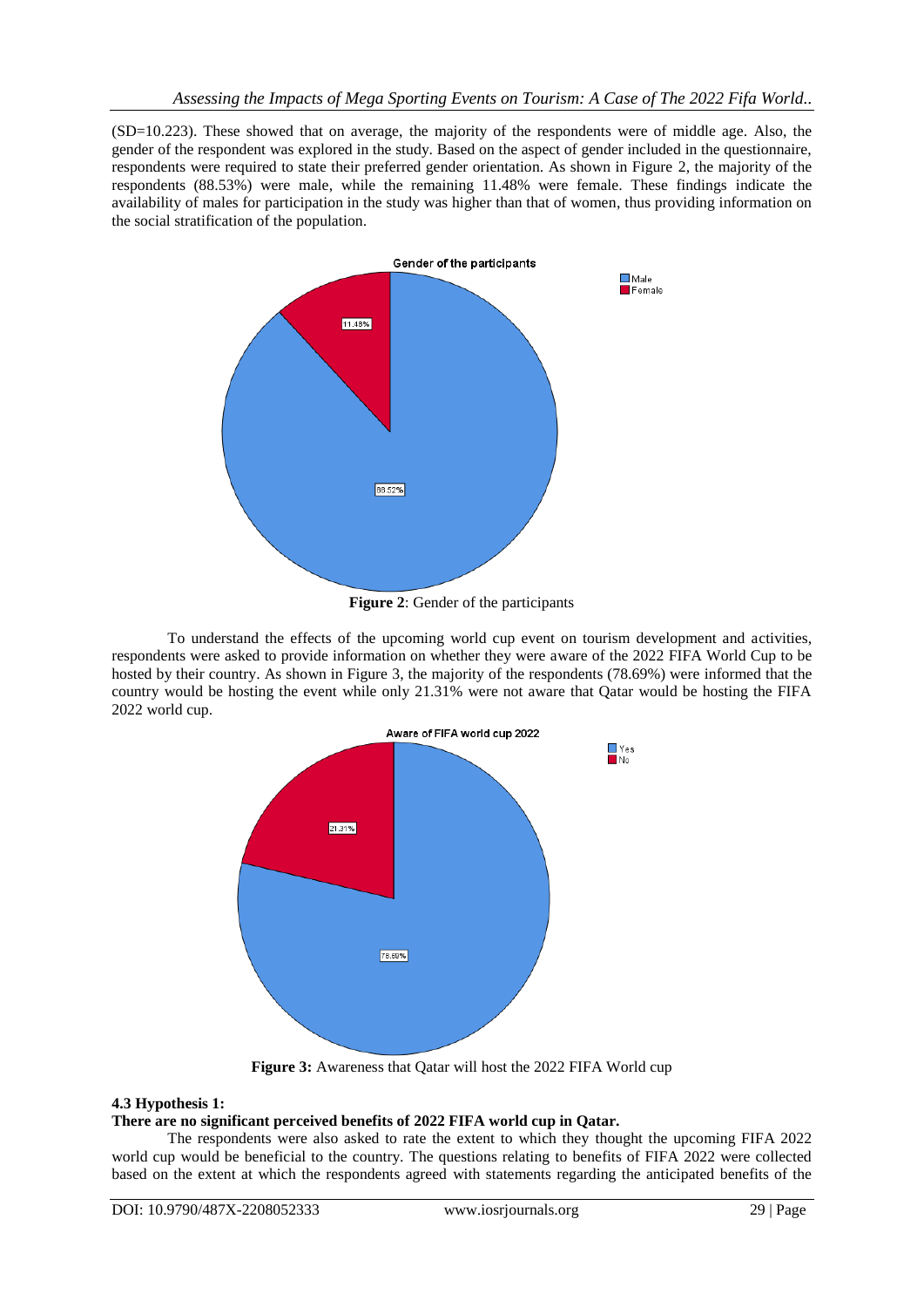(SD=10.223). These showed that on average, the majority of the respondents were of middle age. Also, the gender of the respondent was explored in the study. Based on the aspect of gender included in the questionnaire, respondents were required to state their preferred gender orientation. As shown in Figure 2, the majority of the respondents (88.53%) were male, while the remaining 11.48% were female. These findings indicate the availability of males for participation in the study was higher than that of women, thus providing information on the social stratification of the population.

**Figure 2**: Gender of the participants

To understand the effects of the upcoming world cup event on tourism development and activities, respondents were asked to provide information on whether they were aware of the 2022 FIFA World Cup to be hosted by their country. As shown in Figure 3, the majority of the respondents (78.69%) were informed that the country would be hosting the event while only 21.31% were not aware that Qatar would be hosting the FIFA 2022 world cup.

**Figure 3:** Awareness that Qatar will host the 2022 FIFA World cup

### 4.3 Hypothesis 1:

**There are no significant perceived benefits of 2022 FIFA world cup in Qatar.**

The respondents were also asked to rate the extent to which they thought the upcoming FIFA 2022 world cup would be beneficial to the country. The questions relating to benefits of FIFA 2022 were collected based on the extent at which the respondents agreed with statements regarding the anticipated benefits of the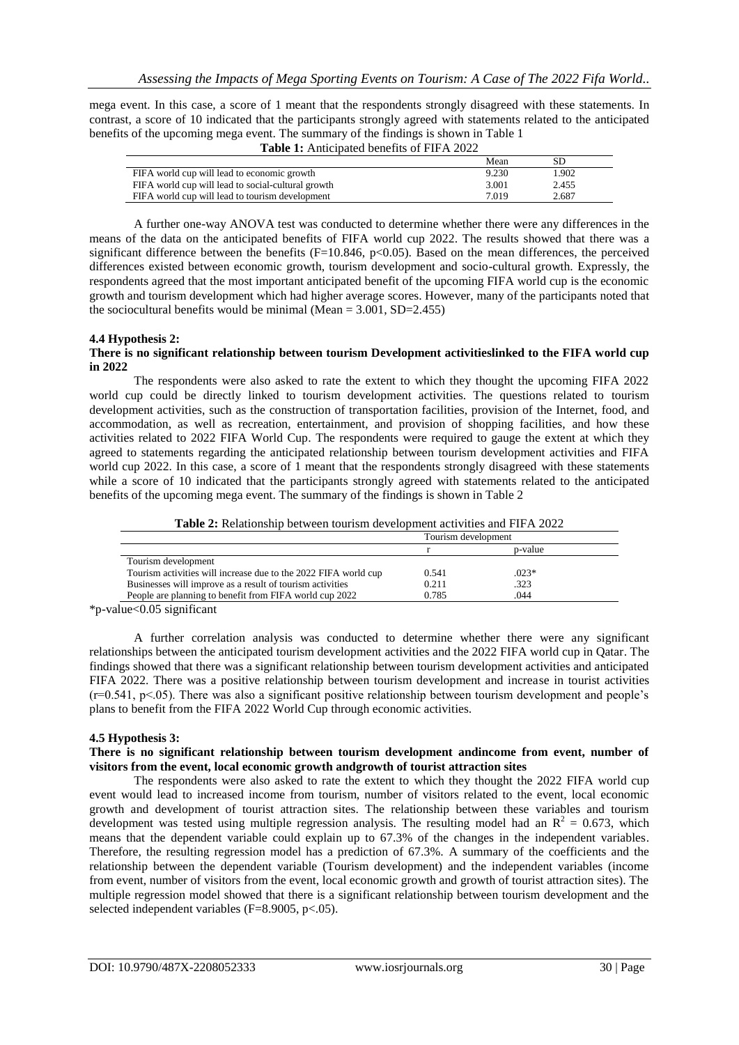mega event. In this case, a score of 1 meant that the respondents strongly disagreed with these statements. In contrast, a score of 10 indicated that the participants strongly agreed with statements related to the anticipated benefits of the upcoming mega event. The summary of the findings is shown in Table 1

**Table 1:** Anticipated benefits of FIFA 2022

| | Mean | SD |
|---|---|---|
| FIFA world cup will lead to economic growth | 9.230 | 1.902 |
| FIFA world cup will lead to social-cultural growth | 3.001 | 2.455 |
| FIFA world cup will lead to tourism development | 7.019 | 2.687 |

A further one-way ANOVA test was conducted to determine whether there were any differences in the means of the data on the anticipated benefits of FIFA world cup 2022. The results showed that there was a significant difference between the benefits ($F=10.846$, $p<0.05$). Based on the mean differences, the perceived differences existed between economic growth, tourism development and socio-cultural growth. Expressly, the respondents agreed that the most important anticipated benefit of the upcoming FIFA world cup is the economic growth and tourism development which had higher average scores. However, many of the participants noted that the sociocultural benefits would be minimal (Mean = 3.001, SD=2.455)

### 4.4 Hypothesis 2:

**There is no significant relationship between tourism Development activitieslinked to the FIFA world cup in 2022**

The respondents were also asked to rate the extent to which they thought the upcoming FIFA 2022 world cup could be directly linked to tourism development activities. The questions related to tourism development activities, such as the construction of transportation facilities, provision of the Internet, food, and accommodation, as well as recreation, entertainment, and provision of shopping facilities, and how these activities related to 2022 FIFA World Cup. The respondents were required to gauge the extent at which they agreed to statements regarding the anticipated relationship between tourism development activities and FIFA world cup 2022. In this case, a score of 1 meant that the respondents strongly disagreed with these statements while a score of 10 indicated that the participants strongly agreed with statements related to the anticipated benefits of the upcoming mega event. The summary of the findings is shown in Table 2

**Table 2:** Relationship between tourism development activities and FIFA 2022

| | Tourism development | |
|---|---|---|
| | r | p-value |
| Tourism development | | |
| Tourism activities will increase due to the 2022 FIFA world cup | 0.541 | .023* |
| Businesses will improve as a result of tourism activities | 0.211 | .323 |
| People are planning to benefit from FIFA world cup 2022 | 0.785 | .044 |

*p-value<0.05 significant

A further correlation analysis was conducted to determine whether there were any significant relationships between the anticipated tourism development activities and the 2022 FIFA world cup in Qatar. The findings showed that there was a significant relationship between tourism development activities and anticipated FIFA 2022. There was a positive relationship between tourism development and increase in tourist activities ($r=0.541$, $p<.05$). There was also a significant positive relationship between tourism development and people's plans to benefit from the FIFA 2022 World Cup through economic activities.

### 4.5 Hypothesis 3:

**There is no significant relationship between tourism development andincome from event, number of visitors from the event, local economic growth andgrowth of tourist attraction sites**

The respondents were also asked to rate the extent to which they thought the 2022 FIFA world cup event would lead to increased income from tourism, number of visitors related to the event, local economic growth and development of tourist attraction sites. The relationship between these variables and tourism development was tested using multiple regression analysis. The resulting model had an $R^2 = 0.673$, which means that the dependent variable could explain up to 67.3% of the changes in the independent variables. Therefore, the resulting regression model has a prediction of 67.3%. A summary of the coefficients and the relationship between the dependent variable (Tourism development) and the independent variables (income from event, number of visitors from the event, local economic growth and growth of tourist attraction sites). The multiple regression model showed that there is a significant relationship between tourism development and the selected independent variables ($F=8.9005$, $p<.05$).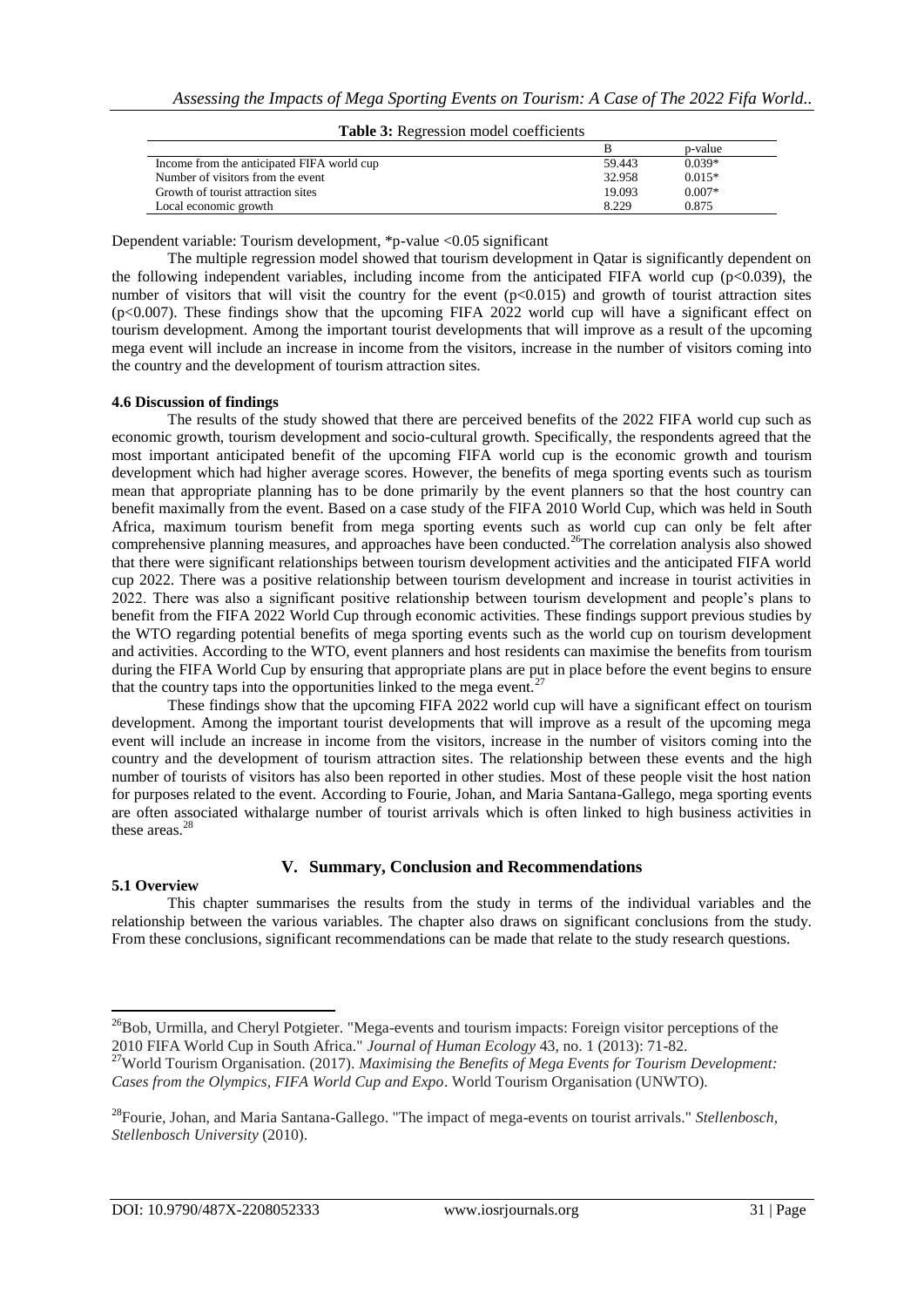**Table 3:** Regression model coefficients

| | B | p-value |
|---|---|---|
| Income from the anticipated FIFA world cup | 59.443 | 0.039* |
| Number of visitors from the event | 32.958 | 0.015* |
| Growth of tourist attraction sites | 19.093 | 0.007* |
| Local economic growth | 8.229 | 0.875 |

Dependent variable: Tourism development, *p-value <0.05 significant

The multiple regression model showed that tourism development in Qatar is significantly dependent on the following independent variables, including income from the anticipated FIFA world cup ($p<0.039$), the number of visitors that will visit the country for the event ($p<0.015$) and growth of tourist attraction sites ($p<0.007$). These findings show that the upcoming FIFA 2022 world cup will have a significant effect on tourism development. Among the important tourist developments that will improve as a result of the upcoming mega event will include an increase in income from the visitors, increase in the number of visitors coming into the country and the development of tourism attraction sites.

### 4.6 Discussion of findings

The results of the study showed that there are perceived benefits of the 2022 FIFA world cup such as economic growth, tourism development and socio-cultural growth. Specifically, the respondents agreed that the most important anticipated benefit of the upcoming FIFA world cup is the economic growth and tourism development which had higher average scores. However, the benefits of mega sporting events such as tourism mean that appropriate planning has to be done primarily by the event planners so that the host country can benefit maximally from the event. Based on a case study of the FIFA 2010 World Cup, which was held in South Africa, maximum tourism benefit from mega sporting events such as world cup can only be felt after comprehensive planning measures, and approaches have been conducted.[26]The correlation analysis also showed that there were significant relationships between tourism development activities and the anticipated FIFA world cup 2022. There was a positive relationship between tourism development and increase in tourist activities in 2022. There was also a significant positive relationship between tourism development and people's plans to benefit from the FIFA 2022 World Cup through economic activities. These findings support previous studies by the WTO regarding potential benefits of mega sporting events such as the world cup on tourism development and activities. According to the WTO, event planners and host residents can maximise the benefits from tourism during the FIFA World Cup by ensuring that appropriate plans are put in place before the event begins to ensure that the country taps into the opportunities linked to the mega event.[27]

These findings show that the upcoming FIFA 2022 world cup will have a significant effect on tourism development. Among the important tourist developments that will improve as a result of the upcoming mega event will include an increase in income from the visitors, increase in the number of visitors coming into the country and the development of tourism attraction sites. The relationship between these events and the high number of tourists of visitors has also been reported in other studies. Most of these people visit the host nation for purposes related to the event. According to Fourie, Johan, and Maria Santana-Gallego, mega sporting events are often associated withalarge number of tourist arrivals which is often linked to high business activities in these areas.[28]

## V. Summary, Conclusion and Recommendations

### 5.1 Overview

This chapter summarises the results from the study in terms of the individual variables and the relationship between the various variables. The chapter also draws on significant conclusions from the study. From these conclusions, significant recommendations can be made that relate to the study research questions.

---

[26]Bob, Urmilla, and Cheryl Potgieter. "Mega-events and tourism impacts: Foreign visitor perceptions of the 2010 FIFA World Cup in South Africa." *Journal of Human Ecology* 43, no. 1 (2013): 71-82.

[27]World Tourism Organisation. (2017). *Maximising the Benefits of Mega Events for Tourism Development: Cases from the Olympics, FIFA World Cup and Expo*. World Tourism Organisation (UNWTO).

[28]Fourie, Johan, and Maria Santana-Gallego. "The impact of mega-events on tourist arrivals." *Stellenbosch, Stellenbosch University* (2010).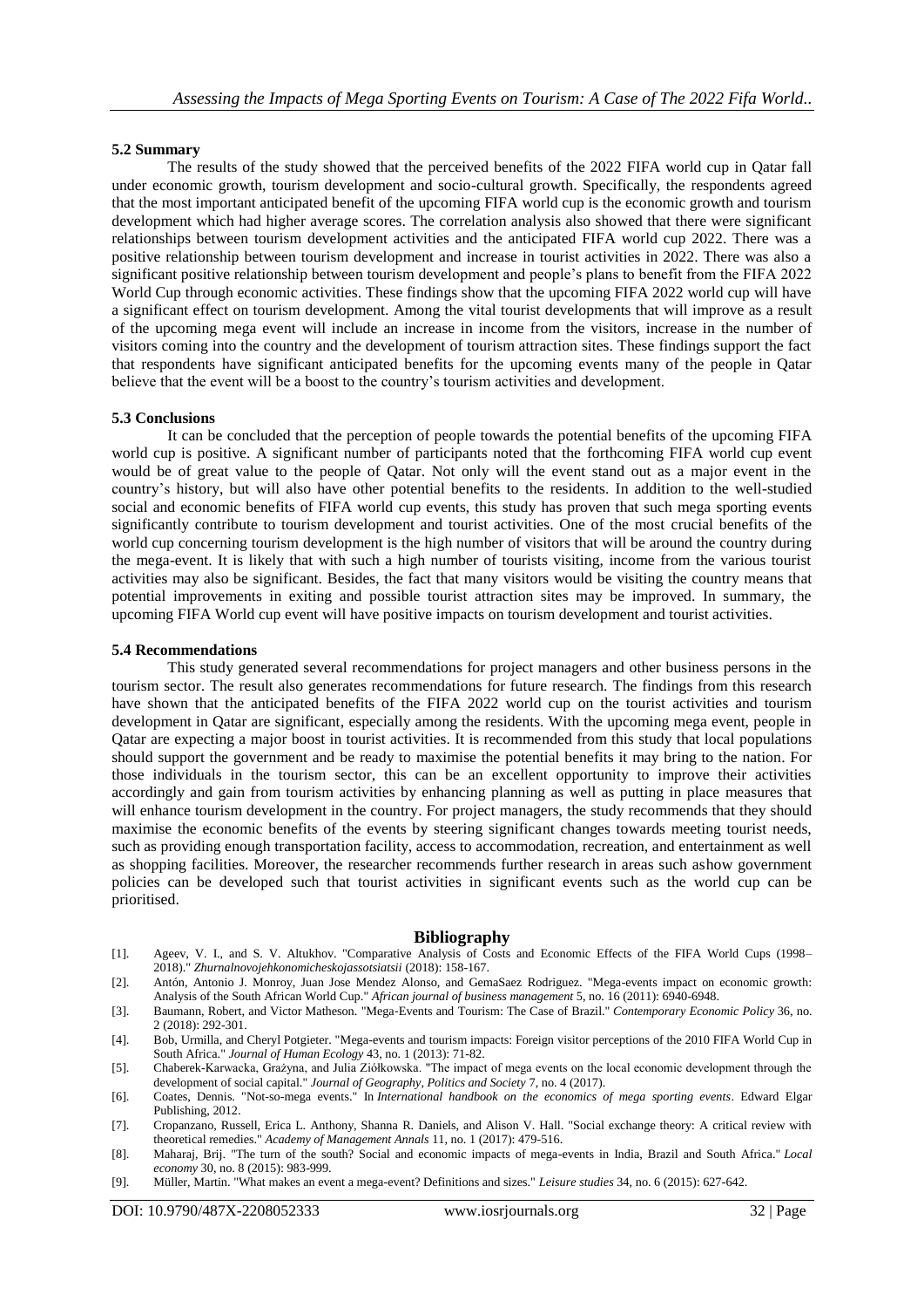### 5.2 Summary

The results of the study showed that the perceived benefits of the 2022 FIFA world cup in Qatar fall under economic growth, tourism development and socio-cultural growth. Specifically, the respondents agreed that the most important anticipated benefit of the upcoming FIFA world cup is the economic growth and tourism development which had higher average scores. The correlation analysis also showed that there were significant relationships between tourism development activities and the anticipated FIFA world cup 2022. There was a positive relationship between tourism development and increase in tourist activities in 2022. There was also a significant positive relationship between tourism development and people's plans to benefit from the FIFA 2022 World Cup through economic activities. These findings show that the upcoming FIFA 2022 world cup will have a significant effect on tourism development. Among the vital tourist developments that will improve as a result of the upcoming mega event will include an increase in income from the visitors, increase in the number of visitors coming into the country and the development of tourism attraction sites. These findings support the fact that respondents have significant anticipated benefits for the upcoming events many of the people in Qatar believe that the event will be a boost to the country's tourism activities and development.

### 5.3 Conclusions

It can be concluded that the perception of people towards the potential benefits of the upcoming FIFA world cup is positive. A significant number of participants noted that the forthcoming FIFA world cup event would be of great value to the people of Qatar. Not only will the event stand out as a major event in the country's history, but will also have other potential benefits to the residents. In addition to the well-studied social and economic benefits of FIFA world cup events, this study has proven that such mega sporting events significantly contribute to tourism development and tourist activities. One of the most crucial benefits of the world cup concerning tourism development is the high number of visitors that will be around the country during the mega-event. It is likely that with such a high number of tourists visiting, income from the various tourist activities may also be significant. Besides, the fact that many visitors would be visiting the country means that potential improvements in exiting and possible tourist attraction sites may be improved. In summary, the upcoming FIFA World cup event will have positive impacts on tourism development and tourist activities.

### 5.4 Recommendations

This study generated several recommendations for project managers and other business persons in the tourism sector. The result also generates recommendations for future research. The findings from this research have shown that the anticipated benefits of the FIFA 2022 world cup on the tourist activities and tourism development in Qatar are significant, especially among the residents. With the upcoming mega event, people in Qatar are expecting a major boost in tourist activities. It is recommended from this study that local populations should support the government and be ready to maximise the potential benefits it may bring to the nation. For those individuals in the tourism sector, this can be an excellent opportunity to improve their activities accordingly and gain from tourism activities by enhancing planning as well as putting in place measures that will enhance tourism development in the country. For project managers, the study recommends that they should maximise the economic benefits of the events by steering significant changes towards meeting tourist needs, such as providing enough transportation facility, access to accommodation, recreation, and entertainment as well as shopping facilities. Moreover, the researcher recommends further research in areas such ashow government policies can be developed such that tourist activities in significant events such as the world cup can be prioritised.

## Bibliography

[1]. Ageev, V. I., and S. V. Altukhov. "Comparative Analysis of Costs and Economic Effects of the FIFA World Cups (1998–2018)." *Zhurnalnovojehkonomicheskojassotsiatsii* (2018): 158-167.

[2]. Antón, Antonio J. Monroy, Juan Jose Mendez Alonso, and GemaSaez Rodriguez. "Mega-events impact on economic growth: Analysis of the South African World Cup." *African journal of business management* 5, no. 16 (2011): 6940-6948.

[3]. Baumann, Robert, and Victor Matheson. "Mega-Events and Tourism: The Case of Brazil." *Contemporary Economic Policy* 36, no. 2 (2018): 292-301.

[4]. Bob, Urmilla, and Cheryl Potgieter. "Mega-events and tourism impacts: Foreign visitor perceptions of the 2010 FIFA World Cup in South Africa." *Journal of Human Ecology* 43, no. 1 (2013): 71-82.

[5]. Chaberek-Karwacka, Grażyna, and Julia Ziółkowska. "The impact of mega events on the local economic development through the development of social capital." *Journal of Geography, Politics and Society* 7, no. 4 (2017).

[6]. Coates, Dennis. "Not-so-mega events." In *International handbook on the economics of mega sporting events*. Edward Elgar Publishing, 2012.

[7]. Cropanzano, Russell, Erica L. Anthony, Shanna R. Daniels, and Alison V. Hall. "Social exchange theory: A critical review with theoretical remedies." *Academy of Management Annals* 11, no. 1 (2017): 479-516.

[8]. Maharaj, Brij. "The turn of the south? Social and economic impacts of mega-events in India, Brazil and South Africa." *Local economy* 30, no. 8 (2015): 983-999.

[9]. Müller, Martin. "What makes an event a mega-event? Definitions and sizes." *Leisure studies* 34, no. 6 (2015): 627-642.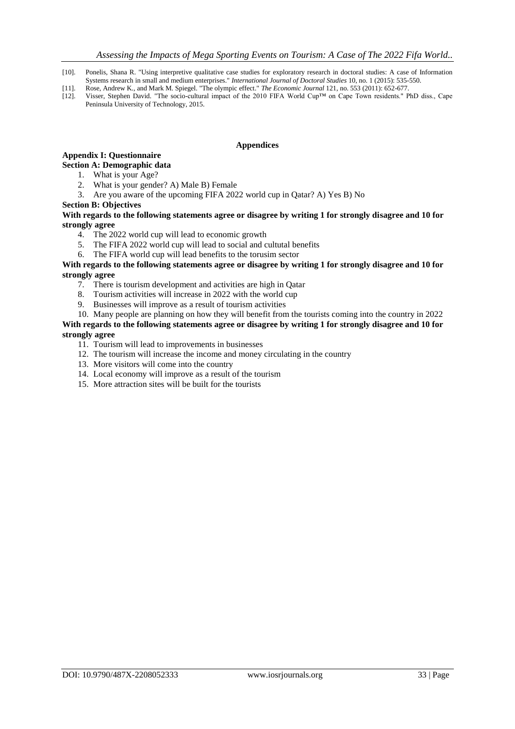[10]. Ponelis, Shana R. "Using interpretive qualitative case studies for exploratory research in doctoral studies: A case of Information Systems research in small and medium enterprises." *International Journal of Doctoral Studies* 10, no. 1 (2015): 535-550.

[11]. Rose, Andrew K., and Mark M. Spiegel. "The olympic effect." *The Economic Journal* 121, no. 553 (2011): 652-677.

[12]. Visser, Stephen David. "The socio-cultural impact of the 2010 FIFA World Cup™ on Cape Town residents." PhD diss., Cape Peninsula University of Technology, 2015.

## Appendices

### Appendix I: Questionnaire

**Section A: Demographic data**

1. What is your Age?
2. What is your gender? A) Male B) Female
3. Are you aware of the upcoming FIFA 2022 world cup in Qatar? A) Yes B) No

**Section B: Objectives**

**With regards to the following statements agree or disagree by writing 1 for strongly disagree and 10 for strongly agree**

4. The 2022 world cup will lead to economic growth
5. The FIFA 2022 world cup will lead to social and cultutal benefits
6. The FIFA world cup will lead benefits to the torusim sector

**With regards to the following statements agree or disagree by writing 1 for strongly disagree and 10 for strongly agree**

7. There is tourism development and activities are high in Qatar
8. Tourism activities will increase in 2022 with the world cup
9. Businesses will improve as a result of tourism activities
10. Many people are planning on how they will benefit from the tourists coming into the country in 2022

**With regards to the following statements agree or disagree by writing 1 for strongly disagree and 10 for strongly agree**

11. Tourism will lead to improvements in businesses
12. The tourism will increase the income and money circulating in the country
13. More visitors will come into the country
14. Local economy will improve as a result of the tourism
15. More attraction sites will be built for the tourists